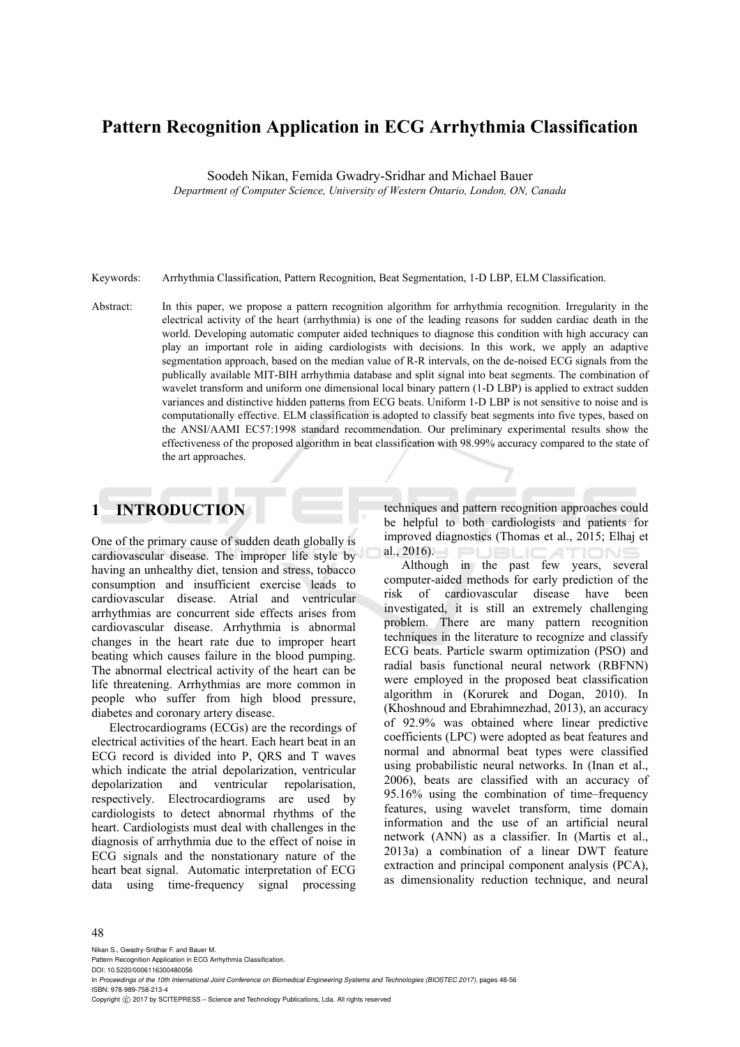# Pattern Recognition Application in ECG Arrhythmia Classification

Soodeh Nikan, Femida Gwadry-Sridhar and Michael Bauer

*Department of Computer Science, University of Western Ontario, London, ON, Canada*

Keywords: Arrhythmia Classification, Pattern Recognition, Beat Segmentation, 1-D LBP, ELM Classification.

Abstract: In this paper, we propose a pattern recognition algorithm for arrhythmia recognition. Irregularity in the electrical activity of the heart (arrhythmia) is one of the leading reasons for sudden cardiac death in the world. Developing automatic computer aided techniques to diagnose this condition with high accuracy can play an important role in aiding cardiologists with decisions. In this work, we apply an adaptive segmentation approach, based on the median value of R-R intervals, on the de-noised ECG signals from the publically available MIT-BIH arrhythmia database and split signal into beat segments. The combination of wavelet transform and uniform one dimensional local binary pattern (1-D LBP) is applied to extract sudden variances and distinctive hidden patterns from ECG beats. Uniform 1-D LBP is not sensitive to noise and is computationally effective. ELM classification is adopted to classify beat segments into five types, based on the ANSI/AAMI EC57:1998 standard recommendation. Our preliminary experimental results show the effectiveness of the proposed algorithm in beat classification with 98.99% accuracy compared to the state of the art approaches.

## 1 INTRODUCTION

One of the primary cause of sudden death globally is cardiovascular disease. The improper life style by having an unhealthy diet, tension and stress, tobacco consumption and insufficient exercise leads to cardiovascular disease. Atrial and ventricular arrhythmias are concurrent side effects arises from cardiovascular disease. Arrhythmia is abnormal changes in the heart rate due to improper heart beating which causes failure in the blood pumping. The abnormal electrical activity of the heart can be life threatening. Arrhythmias are more common in people who suffer from high blood pressure, diabetes and coronary artery disease.

Electrocardiograms (ECGs) are the recordings of electrical activities of the heart. Each heart beat in an ECG record is divided into P, QRS and T waves which indicate the atrial depolarization, ventricular depolarization and ventricular repolarisation, respectively. Electrocardiograms are used by cardiologists to detect abnormal rhythms of the heart. Cardiologists must deal with challenges in the diagnosis of arrhythmia due to the effect of noise in ECG signals and the nonstationary nature of the heart beat signal. Automatic interpretation of ECG data using time-frequency signal processing techniques and pattern recognition approaches could be helpful to both cardiologists and patients for improved diagnostics (Thomas et al., 2015; Elhaj et al., 2016).

Although in the past few years, several computer-aided methods for early prediction of the risk of cardiovascular disease have been investigated, it is still an extremely challenging problem. There are many pattern recognition techniques in the literature to recognize and classify ECG beats. Particle swarm optimization (PSO) and radial basis functional neural network (RBFNN) were employed in the proposed beat classification algorithm in (Korurek and Dogan, 2010). In (Khoshnoud and Ebrahimnezhad, 2013), an accuracy of 92.9% was obtained where linear predictive coefficients (LPC) were adopted as beat features and normal and abnormal beat types were classified using probabilistic neural networks. In (Inan et al., 2006), beats are classified with an accuracy of 95.16% using the combination of time–frequency features, using wavelet transform, time domain information and the use of an artificial neural network (ANN) as a classifier. In (Martis et al., 2013a) a combination of a linear DWT feature extraction and principal component analysis (PCA), as dimensionality reduction technique, and neural

Nikan S., Gwadry-Sridhar F. and Bauer M.
Pattern Recognition Application in ECG Arrhythmia Classification.
DOI: 10.5220/0006116300480056
In *Proceedings of the 10th International Joint Conference on Biomedical Engineering Systems and Technologies (BIOSTEC 2017)*, pages 48-56
ISBN: 978-989-758-213-4
Copyright © 2017 by SCITEPRESS – Science and Technology Publications, Lda. All rights reserved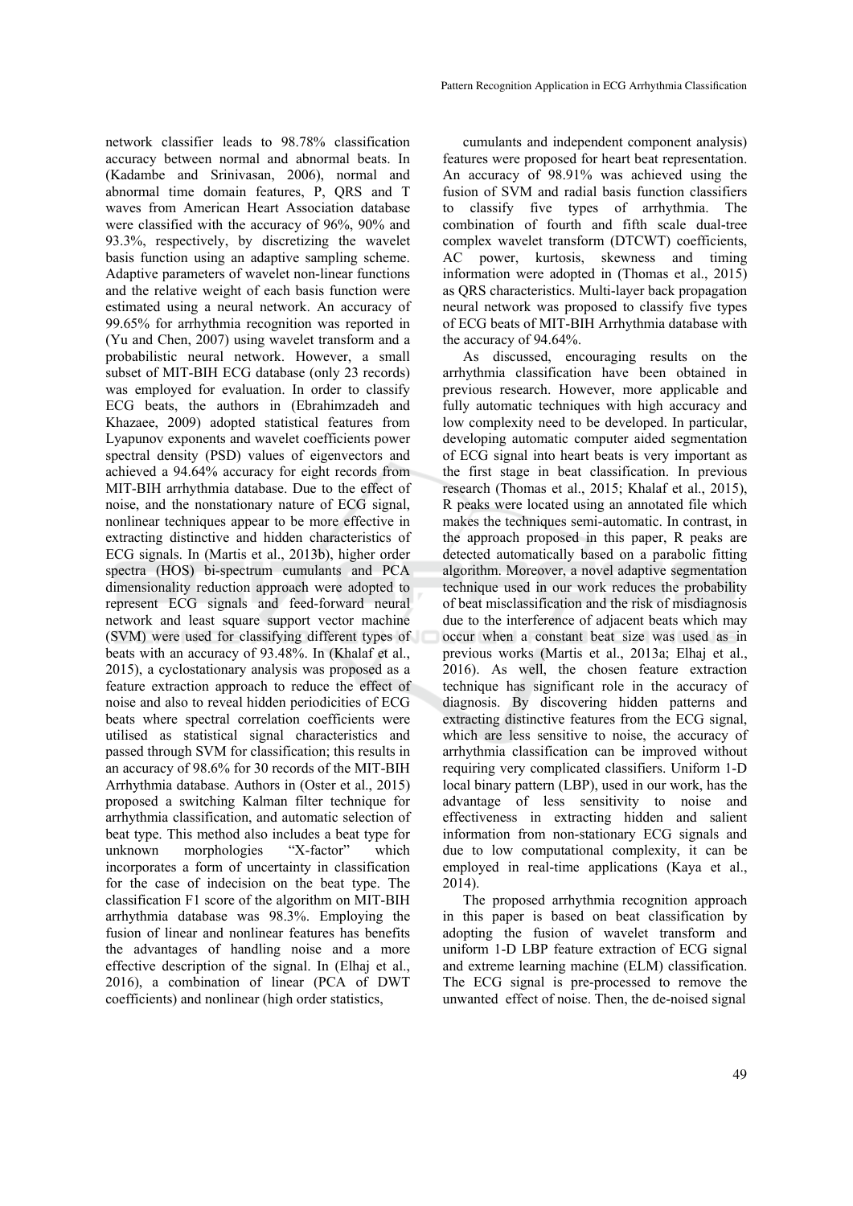network classifier leads to 98.78% classification accuracy between normal and abnormal beats. In (Kadambe and Srinivasan, 2006), normal and abnormal time domain features, P, QRS and T waves from American Heart Association database were classified with the accuracy of 96%, 90% and 93.3%, respectively, by discretizing the wavelet basis function using an adaptive sampling scheme. Adaptive parameters of wavelet non-linear functions and the relative weight of each basis function were estimated using a neural network. An accuracy of 99.65% for arrhythmia recognition was reported in (Yu and Chen, 2007) using wavelet transform and a probabilistic neural network. However, a small subset of MIT-BIH ECG database (only 23 records) was employed for evaluation. In order to classify ECG beats, the authors in (Ebrahimzadeh and Khazaee, 2009) adopted statistical features from Lyapunov exponents and wavelet coefficients power spectral density (PSD) values of eigenvectors and achieved a 94.64% accuracy for eight records from MIT-BIH arrhythmia database. Due to the effect of noise, and the nonstationary nature of ECG signal, nonlinear techniques appear to be more effective in extracting distinctive and hidden characteristics of ECG signals. In (Martis et al., 2013b), higher order spectra (HOS) bi-spectrum cumulants and PCA dimensionality reduction approach were adopted to represent ECG signals and feed-forward neural network and least square support vector machine (SVM) were used for classifying different types of beats with an accuracy of 93.48%. In (Khalaf et al., 2015), a cyclostationary analysis was proposed as a feature extraction approach to reduce the effect of noise and also to reveal hidden periodicities of ECG beats where spectral correlation coefficients were utilised as statistical signal characteristics and passed through SVM for classification; this results in an accuracy of 98.6% for 30 records of the MIT-BIH Arrhythmia database. Authors in (Oster et al., 2015) proposed a switching Kalman filter technique for arrhythmia classification, and automatic selection of beat type. This method also includes a beat type for unknown morphologies "X-factor" which incorporates a form of uncertainty in classification for the case of indecision on the beat type. The classification F1 score of the algorithm on MIT-BIH arrhythmia database was 98.3%. Employing the fusion of linear and nonlinear features has benefits the advantages of handling noise and a more effective description of the signal. In (Elhaj et al., 2016), a combination of linear (PCA of DWT coefficients) and nonlinear (high order statistics, cumulants and independent component analysis) features were proposed for heart beat representation. An accuracy of 98.91% was achieved using the fusion of SVM and radial basis function classifiers to classify five types of arrhythmia. The combination of fourth and fifth scale dual-tree complex wavelet transform (DTCWT) coefficients, AC power, kurtosis, skewness and timing information were adopted in (Thomas et al., 2015) as QRS characteristics. Multi-layer back propagation neural network was proposed to classify five types of ECG beats of MIT-BIH Arrhythmia database with the accuracy of 94.64%.

As discussed, encouraging results on the arrhythmia classification have been obtained in previous research. However, more applicable and fully automatic techniques with high accuracy and low complexity need to be developed. In particular, developing automatic computer aided segmentation of ECG signal into heart beats is very important as the first stage in beat classification. In previous research (Thomas et al., 2015; Khalaf et al., 2015), R peaks were located using an annotated file which makes the techniques semi-automatic. In contrast, in the approach proposed in this paper, R peaks are detected automatically based on a parabolic fitting algorithm. Moreover, a novel adaptive segmentation technique used in our work reduces the probability of beat misclassification and the risk of misdiagnosis due to the interference of adjacent beats which may occur when a constant beat size was used as in previous works (Martis et al., 2013a; Elhaj et al., 2016). As well, the chosen feature extraction technique has significant role in the accuracy of diagnosis. By discovering hidden patterns and extracting distinctive features from the ECG signal, which are less sensitive to noise, the accuracy of arrhythmia classification can be improved without requiring very complicated classifiers. Uniform 1-D local binary pattern (LBP), used in our work, has the advantage of less sensitivity to noise and effectiveness in extracting hidden and salient information from non-stationary ECG signals and due to low computational complexity, it can be employed in real-time applications (Kaya et al., 2014).

The proposed arrhythmia recognition approach in this paper is based on beat classification by adopting the fusion of wavelet transform and uniform 1-D LBP feature extraction of ECG signal and extreme learning machine (ELM) classification. The ECG signal is pre-processed to remove the unwanted effect of noise. Then, the de-noised signal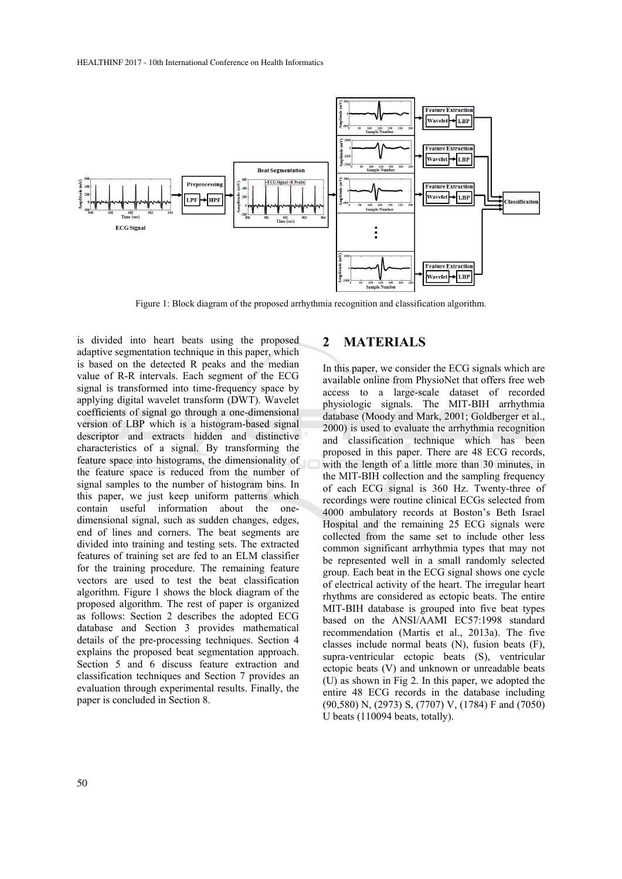Figure 1: Block diagram of the proposed arrhythmia recognition and classification algorithm.

is divided into heart beats using the proposed adaptive segmentation technique in this paper, which is based on the detected R peaks and the median value of R-R intervals. Each segment of the ECG signal is transformed into time-frequency space by applying digital wavelet transform (DWT). Wavelet coefficients of signal go through a one-dimensional version of LBP which is a histogram-based signal descriptor and extracts hidden and distinctive characteristics of a signal. By transforming the feature space into histograms, the dimensionality of the feature space is reduced from the number of signal samples to the number of histogram bins. In this paper, we just keep uniform patterns which contain useful information about the one-dimensional signal, such as sudden changes, edges, end of lines and corners. The beat segments are divided into training and testing sets. The extracted features of training set are fed to an ELM classifier for the training procedure. The remaining feature vectors are used to test the beat classification algorithm. Figure 1 shows the block diagram of the proposed algorithm. The rest of paper is organized as follows: Section 2 describes the adopted ECG database and Section 3 provides mathematical details of the pre-processing techniques. Section 4 explains the proposed beat segmentation approach. Section 5 and 6 discuss feature extraction and classification techniques and Section 7 provides an evaluation through experimental results. Finally, the paper is concluded in Section 8.

## 2 MATERIALS

In this paper, we consider the ECG signals which are available online from PhysioNet that offers free web access to a large-scale dataset of recorded physiologic signals. The MIT-BIH arrhythmia database (Moody and Mark, 2001; Goldberger et al., 2000) is used to evaluate the arrhythmia recognition and classification technique which has been proposed in this paper. There are 48 ECG records, with the length of a little more than 30 minutes, in the MIT-BIH collection and the sampling frequency of each ECG signal is 360 Hz. Twenty-three of recordings were routine clinical ECGs selected from 4000 ambulatory records at Boston's Beth Israel Hospital and the remaining 25 ECG signals were collected from the same set to include other less common significant arrhythmia types that may not be represented well in a small randomly selected group. Each beat in the ECG signal shows one cycle of electrical activity of the heart. The irregular heart rhythms are considered as ectopic beats. The entire MIT-BIH database is grouped into five beat types based on the ANSI/AAMI EC57:1998 standard recommendation (Martis et al., 2013a). The five classes include normal beats (N), fusion beats (F), supra-ventricular ectopic beats (S), ventricular ectopic beats (V) and unknown or unreadable beats (U) as shown in Fig 2. In this paper, we adopted the entire 48 ECG records in the database including (90,580) N, (2973) S, (7707) V, (1784) F and (7050) U beats (110094 beats, totally).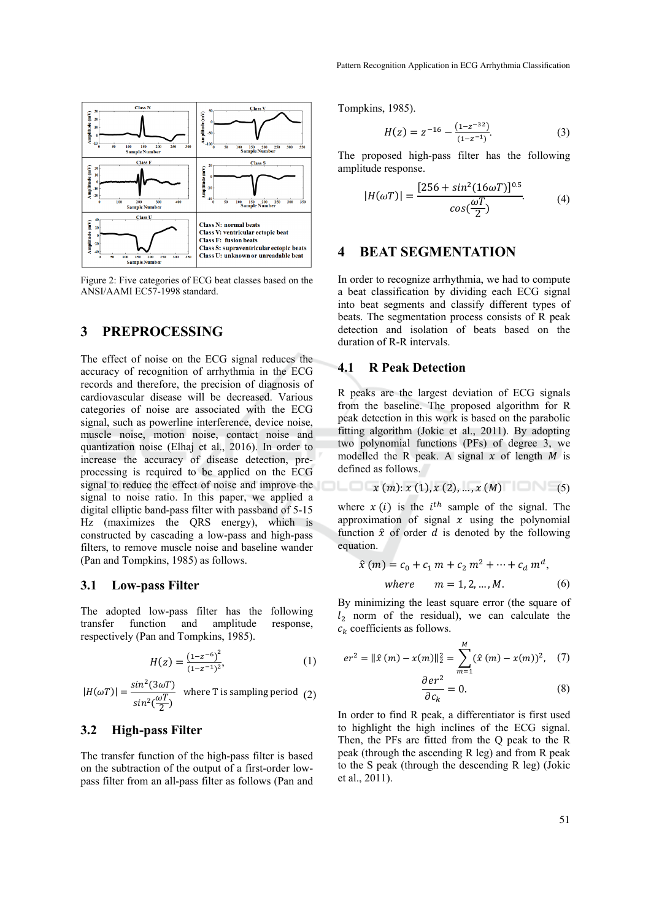Class N

Amplitude (mV)

Sample Number

Class V

Class F

Class S

Class U

Class N: normal beats
Class V: ventricular ectopic beat
Class F: fusion beats
Class S: supraventricular ectopic beats
Class U: unknown or unreadable beat

Figure 2: Five categories of ECG beat classes based on the ANSI/AAMI EC57-1998 standard.

## 3 PREPROCESSING

The effect of noise on the ECG signal reduces the accuracy of recognition of arrhythmia in the ECG records and therefore, the precision of diagnosis of cardiovascular disease will be decreased. Various categories of noise are associated with the ECG signal, such as powerline interference, device noise, muscle noise, motion noise, contact noise and quantization noise (Elhaj et al., 2016). In order to increase the accuracy of disease detection, pre-processing is required to be applied on the ECG signal to reduce the effect of noise and improve the signal to noise ratio. In this paper, we applied a digital elliptic band-pass filter with passband of 5-15 Hz (maximizes the QRS energy), which is constructed by cascading a low-pass and high-pass filters, to remove muscle noise and baseline wander (Pan and Tompkins, 1985) as follows.

### 3.1 Low-pass Filter

The adopted low-pass filter has the following transfer function and amplitude response, respectively (Pan and Tompkins, 1985).

$$H(z) = \frac{(1-z^{-6})^2}{(1-z^{-1})^2}, \tag{1}$$

$$|H(\omega T)| = \frac{\sin^2(3\omega T)}{\sin^2(\frac{\omega T}{2})} \quad \text{where T is sampling period} \tag{2}$$

### 3.2 High-pass Filter

The transfer function of the high-pass filter is based on the subtraction of the output of a first-order low-pass filter from an all-pass filter as follows (Pan and Tompkins, 1985).

$$H(z) = z^{-16} - \frac{(1-z^{-32})}{(1-z^{-1})}. \tag{3}$$

The proposed high-pass filter has the following amplitude response.

$$|H(\omega T)| = \frac{[256 + \sin^2(16\omega T)]^{0.5}}{\cos(\frac{\omega T}{2})}. \tag{4}$$

## 4 BEAT SEGMENTATION

In order to recognize arrhythmia, we had to compute a beat classification by dividing each ECG signal into beat segments and classify different types of beats. The segmentation process consists of R peak detection and isolation of beats based on the duration of R-R intervals.

### 4.1 R Peak Detection

R peaks are the largest deviation of ECG signals from the baseline. The proposed algorithm for R peak detection in this work is based on the parabolic fitting algorithm (Jokic et al., 2011). By adopting two polynomial functions (PFs) of degree 3, we modelled the R peak. A signal $x$ of length $M$ is defined as follows.

$$x\,(m): x\,(1), x\,(2), \ldots, x\,(M) \tag{5}$$

where $x\,(i)$ is the $i^{th}$ sample of the signal. The approximation of signal $x$ using the polynomial function $\hat{x}$ of order $d$ is denoted by the following equation.

$$\hat{x}\,(m) = c_0 + c_1\,m + c_2\,m^2 + \cdots + c_d\,m^d,$$
$$where \quad m = 1, 2, \ldots, M. \tag{6}$$

By minimizing the least square error (the square of $l_2$ norm of the residual), we can calculate the $c_k$ coefficients as follows.

$$er^2 = \|\hat{x}\,(m) - x(m)\|_2^2 = \sum_{m=1}^{M} (\hat{x}\,(m) - x(m))^2, \tag{7}$$

$$\frac{\partial er^2}{\partial c_k} = 0. \tag{8}$$

In order to find R peak, a differentiator is first used to highlight the high inclines of the ECG signal. Then, the PFs are fitted from the Q peak to the R peak (through the ascending R leg) and from R peak to the S peak (through the descending R leg) (Jokic et al., 2011).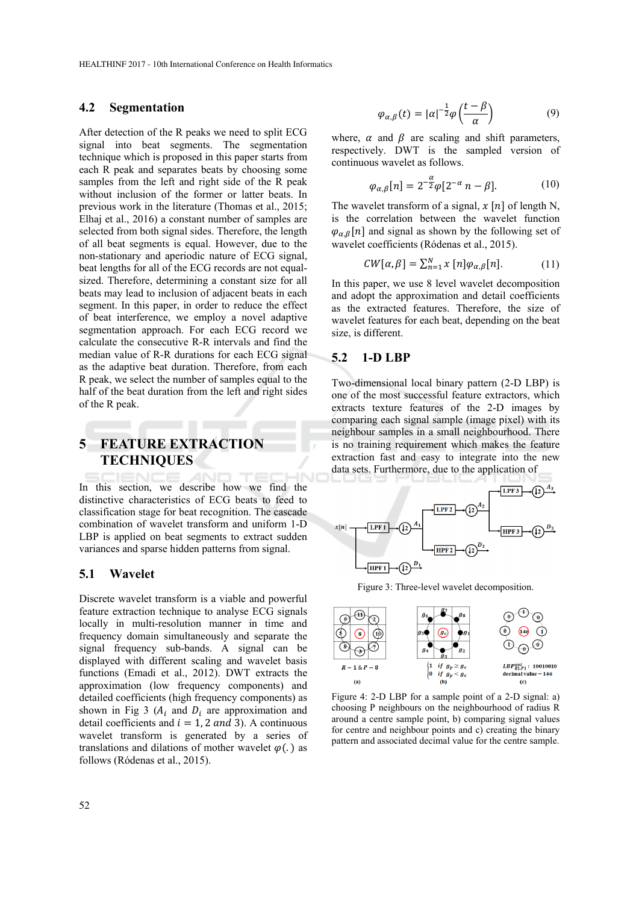### 4.2 Segmentation

After detection of the R peaks we need to split ECG signal into beat segments. The segmentation technique which is proposed in this paper starts from each R peak and separates beats by choosing some samples from the left and right side of the R peak without inclusion of the former or latter beats. In previous work in the literature (Thomas et al., 2015; Elhaj et al., 2016) a constant number of samples are selected from both signal sides. Therefore, the length of all beat segments is equal. However, due to the non-stationary and aperiodic nature of ECG signal, beat lengths for all of the ECG records are not equal-sized. Therefore, determining a constant size for all beats may lead to inclusion of adjacent beats in each segment. In order to reduce the effect of beat interference, we employ a novel adaptive segmentation approach. For each ECG record we calculate the consecutive R-R intervals and find the median value of R-R durations for each ECG signal as the adaptive beat duration. Therefore, from each R peak, we select the number of samples equal to the half of the beat duration from the left and right sides of the R peak.

## 5 FEATURE EXTRACTION TECHNIQUES

In this section, we describe how we find the distinctive characteristics of ECG beats to feed to classification stage for beat recognition. The cascade combination of wavelet transform and uniform 1-D LBP is applied on beat segments to extract sudden variances and sparse hidden patterns from signal.

### 5.1 Wavelet

Discrete wavelet transform is a viable and powerful feature extraction technique to analyse ECG signals locally in multi-resolution manner in time and frequency domain simultaneously and separate the signal frequency sub-bands. A signal can be displayed with different scaling and wavelet basis functions (Emadi et al., 2012). DWT extracts the approximation (low frequency components) and detailed coefficients (high frequency components) as shown in Fig 3 ($A_i$ and $D_i$ are approximation and detail coefficients and $i = 1, 2$ *and* $3$). A continuous wavelet transform is generated by a series of translations and dilations of mother wavelet $\varphi(.)$ as follows (Ródenas et al., 2015).

$$\varphi_{\alpha,\beta}(t) = |\alpha|^{-\frac{1}{2}} \varphi\left(\frac{t-\beta}{\alpha}\right) \tag{9}$$

where, $\alpha$ and $\beta$ are scaling and shift parameters, respectively. DWT is the sampled version of continuous wavelet as follows.

$$\varphi_{\alpha,\beta}[n] = 2^{-\frac{\alpha}{2}} \varphi[2^{-\alpha}\, n - \beta]. \tag{10}$$

The wavelet transform of a signal, $x\,[n]$ of length N, is the correlation between the wavelet function $\varphi_{\alpha,\beta}[n]$ and signal as shown by the following set of wavelet coefficients (Ródenas et al., 2015).

$$CW[\alpha,\beta] = \sum_{n=1}^{N} x\,[n] \varphi_{\alpha,\beta}[n]. \tag{11}$$

In this paper, we use 8 level wavelet decomposition and adopt the approximation and detail coefficients as the extracted features. Therefore, the size of wavelet features for each beat, depending on the beat size, is different.

### 5.2 1-D LBP

Two-dimensional local binary pattern (2-D LBP) is one of the most successful feature extractors, which extracts texture features of the 2-D images by comparing each signal sample (image pixel) with its neighbour samples in a small neighbourhood. There is no training requirement which makes the feature extraction fast and easy to integrate into the new data sets. Furthermore, due to the application of

x[n]
LPF 1
↓2
$A_1$
LPF 2
↓2
$A_2$
LPF 3
↓2
$A_3$
HPF 3
↓2
$D_3$
HPF 2
↓2
$D_2$
HPF 1
↓2
$D_1$

Figure 3: Three-level wavelet decomposition.

6 11 2
5 8 10
8 3 7
$R = 1$ & $P = 8$
(a)

$g_6$ $g_7$ $g_8$
$g_5$ $g_c$ $g_1$
$g_4$ $g_3$ $g_2$
$\begin{cases} 1 & \text{if } g_p \geq g_c \\ 0 & \text{if } g_p < g_c \end{cases}$
(b)

0 1 0
0 146 1
1 0 0
$LBP^{uni}_{8,1,P1}$ : 10010010
decimal value = 146
(c)

Figure 4: 2-D LBP for a sample point of a 2-D signal: a) choosing P neighbours on the neighbourhood of radius R around a centre sample point, b) comparing signal values for centre and neighbour points and c) creating the binary pattern and associated decimal value for the centre sample.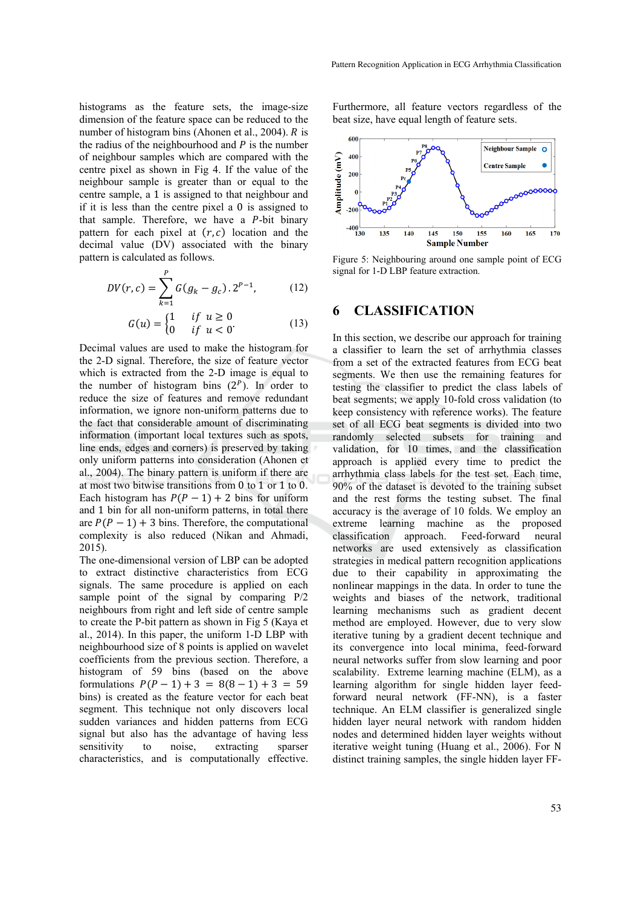histograms as the feature sets, the image-size dimension of the feature space can be reduced to the number of histogram bins (Ahonen et al., 2004). $R$ is the radius of the neighbourhood and $P$ is the number of neighbour samples which are compared with the centre pixel as shown in Fig 4. If the value of the neighbour sample is greater than or equal to the centre sample, a 1 is assigned to that neighbour and if it is less than the centre pixel a 0 is assigned to that sample. Therefore, we have a $P$-bit binary pattern for each pixel at $(r, c)$ location and the decimal value (DV) associated with the binary pattern is calculated as follows.

$$DV(r,c) = \sum_{k=1}^{P} G(g_k - g_c).2^{P-1}, \tag{12}$$

$$G(u) = \begin{cases} 1 & if \;\; u \geq 0 \\ 0 & if \;\; u < 0 \end{cases}. \tag{13}$$

Decimal values are used to make the histogram for the 2-D signal. Therefore, the size of feature vector which is extracted from the 2-D image is equal to the number of histogram bins ($2^P$). In order to reduce the size of features and remove redundant information, we ignore non-uniform patterns due to the fact that considerable amount of discriminating information (important local textures such as spots, line ends, edges and corners) is preserved by taking only uniform patterns into consideration (Ahonen et al., 2004). The binary pattern is uniform if there are at most two bitwise transitions from 0 to 1 or 1 to 0. Each histogram has $P(P-1)+2$ bins for uniform and 1 bin for all non-uniform patterns, in total there are $P(P-1)+3$ bins. Therefore, the computational complexity is also reduced (Nikan and Ahmadi, 2015).

The one-dimensional version of LBP can be adopted to extract distinctive characteristics from ECG signals. The same procedure is applied on each sample point of the signal by comparing P/2 neighbours from right and left side of centre sample to create the P-bit pattern as shown in Fig 5 (Kaya et al., 2014). In this paper, the uniform 1-D LBP with neighbourhood size of 8 points is applied on wavelet coefficients from the previous section. Therefore, a histogram of 59 bins (based on the above formulations $P(P-1)+3 = 8(8-1)+3 = 59$ bins) is created as the feature vector for each beat segment. This technique not only discovers local sudden variances and hidden patterns from ECG signal but also has the advantage of having less sensitivity to noise, extracting sparser characteristics, and is computationally effective. Furthermore, all feature vectors regardless of the beat size, have equal length of feature sets.

Amplitude (mV)
600
400
200
0
-200
-400
130 135 140 145 150 155 160 165 170
Sample Number
Neighbour Sample
Centre Sample
P1 P2 P3 P4 Pc P5 P6 P7 P8

Figure 5: Neighbouring around one sample point of ECG signal for 1-D LBP feature extraction.

## 6 CLASSIFICATION

In this section, we describe our approach for training a classifier to learn the set of arrhythmia classes from a set of the extracted features from ECG beat segments. We then use the remaining features for testing the classifier to predict the class labels of beat segments; we apply 10-fold cross validation (to keep consistency with reference works). The feature set of all ECG beat segments is divided into two randomly selected subsets for training and validation, for 10 times, and the classification approach is applied every time to predict the arrhythmia class labels for the test set. Each time, 90% of the dataset is devoted to the training subset and the rest forms the testing subset. The final accuracy is the average of 10 folds. We employ an extreme learning machine as the proposed classification approach. Feed-forward neural networks are used extensively as classification strategies in medical pattern recognition applications due to their capability in approximating the nonlinear mappings in the data. In order to tune the weights and biases of the network, traditional learning mechanisms such as gradient decent method are employed. However, due to very slow iterative tuning by a gradient decent technique and its convergence into local minima, feed-forward neural networks suffer from slow learning and poor scalability. Extreme learning machine (ELM), as a learning algorithm for single hidden layer feed-forward neural network (FF-NN), is a faster technique. An ELM classifier is generalized single hidden layer neural network with random hidden nodes and determined hidden layer weights without iterative weight tuning (Huang et al., 2006). For N distinct training samples, the single hidden layer FF-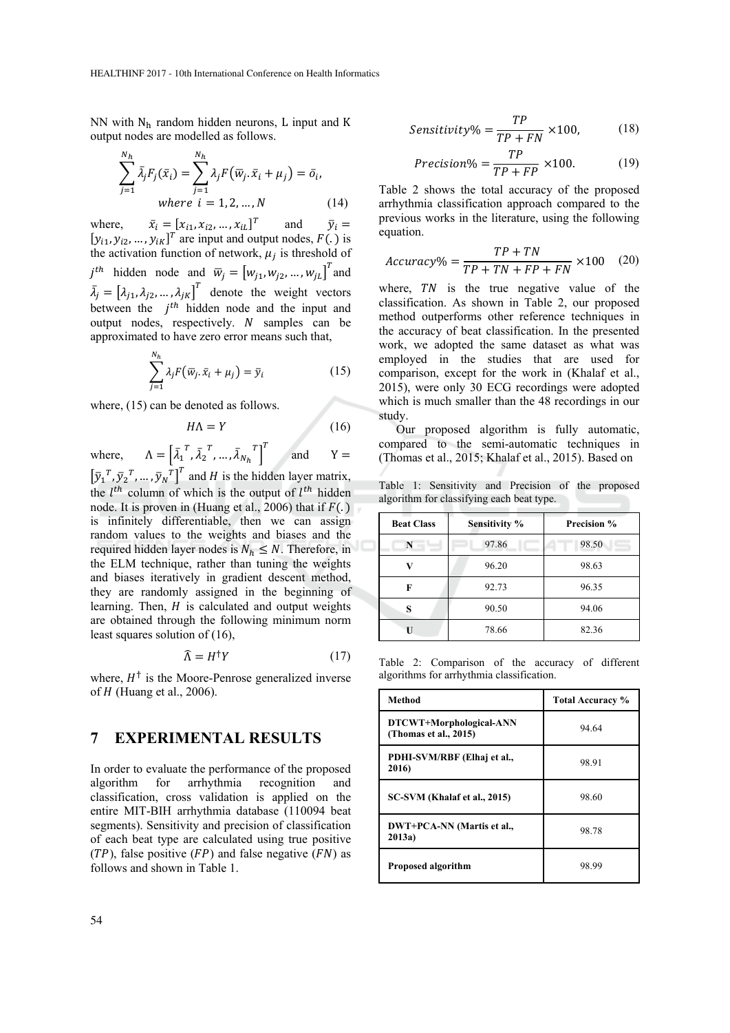NN with $N_h$ random hidden neurons, L input and K output nodes are modelled as follows.

$$\sum_{j=1}^{N_h} \bar{\lambda}_j F_j(\bar{x}_i) = \sum_{j=1}^{N_h} \lambda_j F(\bar{w}_j.\bar{x}_i + \mu_j) = \bar{o}_i, \quad where\ i = 1, 2, \dots, N \tag{14}$$

where, $\bar{x}_i = [x_{i1}, x_{i2}, \dots, x_{iL}]^T$ and $\bar{y}_i = [y_{i1}, y_{i2}, \dots, y_{iK}]^T$ are input and output nodes, $F(.)$ is the activation function of network, $\mu_j$ is threshold of $j^{th}$ hidden node and $\bar{w}_j = [w_{j1}, w_{j2}, \dots, w_{jL}]^T$ and $\bar{\lambda}_j = [\lambda_{j1}, \lambda_{j2}, \dots, \lambda_{jK}]^T$ denote the weight vectors between the $j^{th}$ hidden node and the input and output nodes, respectively. $N$ samples can be approximated to have zero error means such that,

$$\sum_{j=1}^{N_h} \lambda_j F(\bar{w}_j.\bar{x}_i + \mu_j) = \bar{y}_i \tag{15}$$

where, (15) can be denoted as follows.

$$H\Lambda = Y \tag{16}$$

where, $\Lambda = \left[\bar{\lambda}_1^{\ T}, \bar{\lambda}_2^{\ T}, \dots, \bar{\lambda}_{N_h}^{\ T}\right]^T$ and $Y = \left[\bar{y}_1^{\ T}, \bar{y}_2^{\ T}, \dots, \bar{y}_N^{\ T}\right]^T$ and $H$ is the hidden layer matrix, the $l^{th}$ column of which is the output of $l^{th}$ hidden node. It is proven in (Huang et al., 2006) that if $F(.)$ is infinitely differentiable, then we can assign random values to the weights and biases and the required hidden layer nodes is $N_h \leq N$. Therefore, in the ELM technique, rather than tuning the weights and biases iteratively in gradient descent method, they are randomly assigned in the beginning of learning. Then, $H$ is calculated and output weights are obtained through the following minimum norm least squares solution of (16),

$$\hat{\Lambda} = H^{\dagger} Y \tag{17}$$

where, $H^{\dagger}$ is the Moore-Penrose generalized inverse of $H$ (Huang et al., 2006).

# 7 EXPERIMENTAL RESULTS

In order to evaluate the performance of the proposed algorithm for arrhythmia recognition and classification, cross validation is applied on the entire MIT-BIH arrhythmia database (110094 beat segments). Sensitivity and precision of classification of each beat type are calculated using true positive ($TP$), false positive ($FP$) and false negative ($FN$) as follows and shown in Table 1.

$$Sensitivity\% = \frac{TP}{TP + FN} \times 100, \tag{18}$$

$$Precision\% = \frac{TP}{TP + FP} \times 100. \tag{19}$$

Table 2 shows the total accuracy of the proposed arrhythmia classification approach compared to the previous works in the literature, using the following equation.

$$Accuracy\% = \frac{TP + TN}{TP + TN + FP + FN} \times 100 \tag{20}$$

where, $TN$ is the true negative value of the classification. As shown in Table 2, our proposed method outperforms other reference techniques in the accuracy of beat classification. In the presented work, we adopted the same dataset as what was employed in the studies that are used for comparison, except for the work in (Khalaf et al., 2015), were only 30 ECG recordings were adopted which is much smaller than the 48 recordings in our study.

Our proposed algorithm is fully automatic, compared to the semi-automatic techniques in (Thomas et al., 2015; Khalaf et al., 2015). Based on

Table 1: Sensitivity and Precision of the proposed algorithm for classifying each beat type.

| Beat Class | Sensitivity % | Precision % |
|---|---|---|
| N | 97.86 | 98.50 |
| V | 96.20 | 98.63 |
| F | 92.73 | 96.35 |
| S | 90.50 | 94.06 |
| U | 78.66 | 82.36 |

Table 2: Comparison of the accuracy of different algorithms for arrhythmia classification.

| Method | Total Accuracy % |
|---|---|
| DTCWT+Morphological-ANN (Thomas et al., 2015) | 94.64 |
| PDHI-SVM/RBF (Elhaj et al., 2016) | 98.91 |
| SC-SVM (Khalaf et al., 2015) | 98.60 |
| DWT+PCA-NN (Martis et al., 2013a) | 98.78 |
| Proposed algorithm | 98.99 |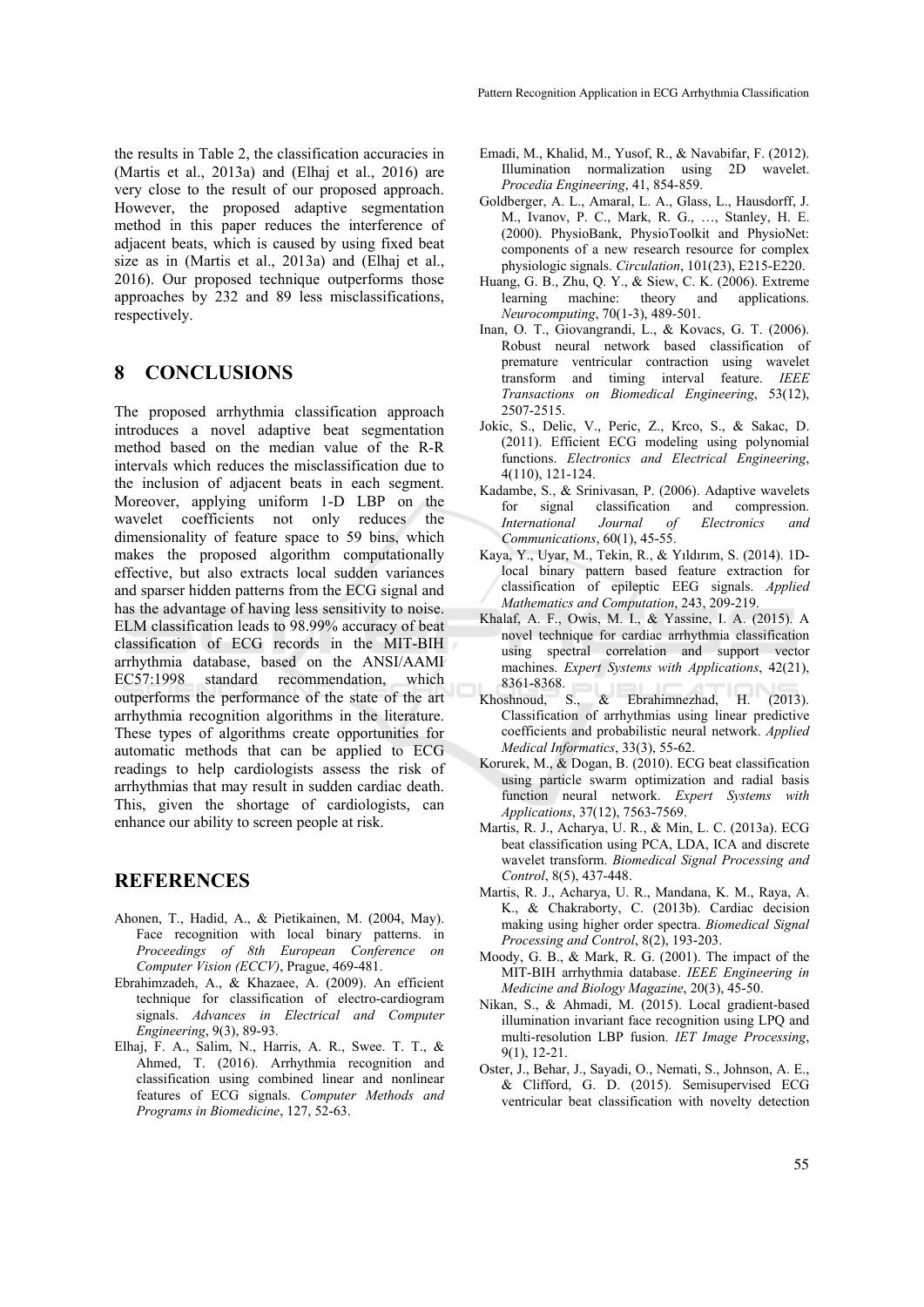the results in Table 2, the classification accuracies in (Martis et al., 2013a) and (Elhaj et al., 2016) are very close to the result of our proposed approach. However, the proposed adaptive segmentation method in this paper reduces the interference of adjacent beats, which is caused by using fixed beat size as in (Martis et al., 2013a) and (Elhaj et al., 2016). Our proposed technique outperforms those approaches by 232 and 89 less misclassifications, respectively.

## 8 CONCLUSIONS

The proposed arrhythmia classification approach introduces a novel adaptive beat segmentation method based on the median value of the R-R intervals which reduces the misclassification due to the inclusion of adjacent beats in each segment. Moreover, applying uniform 1-D LBP on the wavelet coefficients not only reduces the dimensionality of feature space to 59 bins, which makes the proposed algorithm computationally effective, but also extracts local sudden variances and sparser hidden patterns from the ECG signal and has the advantage of having less sensitivity to noise. ELM classification leads to 98.99% accuracy of beat classification of ECG records in the MIT-BIH arrhythmia database, based on the ANSI/AAMI EC57:1998 standard recommendation, which outperforms the performance of the state of the art arrhythmia recognition algorithms in the literature. These types of algorithms create opportunities for automatic methods that can be applied to ECG readings to help cardiologists assess the risk of arrhythmias that may result in sudden cardiac death. This, given the shortage of cardiologists, can enhance our ability to screen people at risk.

## REFERENCES

Ahonen, T., Hadid, A., & Pietikainen, M. (2004, May). Face recognition with local binary patterns. in *Proceedings of 8th European Conference on Computer Vision (ECCV)*, Prague, 469-481.

Ebrahimzadeh, A., & Khazaee, A. (2009). An efficient technique for classification of electro-cardiogram signals. *Advances in Electrical and Computer Engineering*, 9(3), 89-93.

Elhaj, F. A., Salim, N., Harris, A. R., Swee. T. T., & Ahmed, T. (2016). Arrhythmia recognition and classification using combined linear and nonlinear features of ECG signals. *Computer Methods and Programs in Biomedicine*, 127, 52-63.

Emadi, M., Khalid, M., Yusof, R., & Navabifar, F. (2012). Illumination normalization using 2D wavelet. *Procedia Engineering*, 41, 854-859.

Goldberger, A. L., Amaral, L. A., Glass, L., Hausdorff, J. M., Ivanov, P. C., Mark, R. G., …, Stanley, H. E. (2000). PhysioBank, PhysioToolkit and PhysioNet: components of a new research resource for complex physiologic signals. *Circulation*, 101(23), E215-E220.

Huang, G. B., Zhu, Q. Y., & Siew, C. K. (2006). Extreme learning machine: theory and applications. *Neurocomputing*, 70(1-3), 489-501.

Inan, O. T., Giovangrandi, L., & Kovacs, G. T. (2006). Robust neural network based classification of premature ventricular contraction using wavelet transform and timing interval feature. *IEEE Transactions on Biomedical Engineering*, 53(12), 2507-2515.

Jokic, S., Delic, V., Peric, Z., Krco, S., & Sakac, D. (2011). Efficient ECG modeling using polynomial functions. *Electronics and Electrical Engineering*, 4(110), 121-124.

Kadambe, S., & Srinivasan, P. (2006). Adaptive wavelets for signal classification and compression. *International Journal of Electronics and Communications*, 60(1), 45-55.

Kaya, Y., Uyar, M., Tekin, R., & Yıldırım, S. (2014). 1D-local binary pattern based feature extraction for classification of epileptic EEG signals. *Applied Mathematics and Computation*, 243, 209-219.

Khalaf, A. F., Owis, M. I., & Yassine, I. A. (2015). A novel technique for cardiac arrhythmia classification using spectral correlation and support vector machines. *Expert Systems with Applications*, 42(21), 8361-8368.

Khoshnoud, S., & Ebrahimnezhad, H. (2013). Classification of arrhythmias using linear predictive coefficients and probabilistic neural network. *Applied Medical Informatics*, 33(3), 55-62.

Korurek, M., & Dogan, B. (2010). ECG beat classification using particle swarm optimization and radial basis function neural network. *Expert Systems with Applications*, 37(12), 7563-7569.

Martis, R. J., Acharya, U. R., & Min, L. C. (2013a). ECG beat classification using PCA, LDA, ICA and discrete wavelet transform. *Biomedical Signal Processing and Control*, 8(5), 437-448.

Martis, R. J., Acharya, U. R., Mandana, K. M., Raya, A. K., & Chakraborty, C. (2013b). Cardiac decision making using higher order spectra. *Biomedical Signal Processing and Control*, 8(2), 193-203.

Moody, G. B., & Mark, R. G. (2001). The impact of the MIT-BIH arrhythmia database. *IEEE Engineering in Medicine and Biology Magazine*, 20(3), 45-50.

Nikan, S., & Ahmadi, M. (2015). Local gradient-based illumination invariant face recognition using LPQ and multi-resolution LBP fusion. *IET Image Processing*, 9(1), 12-21.

Oster, J., Behar, J., Sayadi, O., Nemati, S., Johnson, A. E., & Clifford, G. D. (2015). Semisupervised ECG ventricular beat classification with novelty detection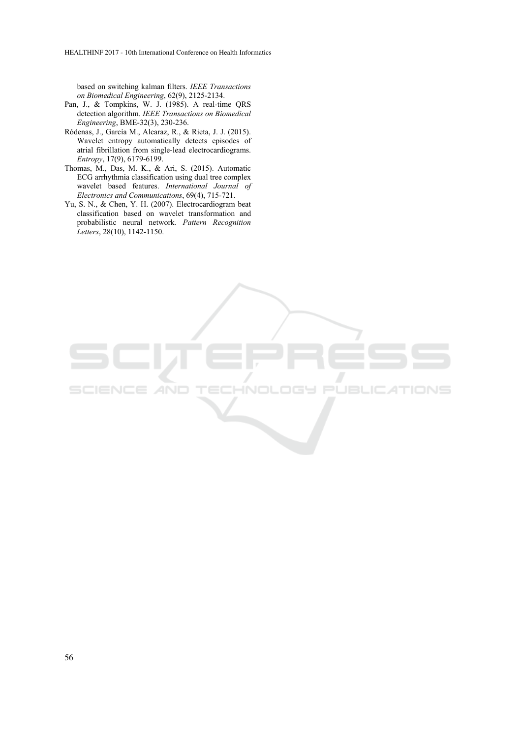based on switching kalman filters. *IEEE Transactions on Biomedical Engineering*, 62(9), 2125-2134.

Pan, J., & Tompkins, W. J. (1985). A real-time QRS detection algorithm. *IEEE Transactions on Biomedical Engineering*, BME-32(3), 230-236.

Ródenas, J., García M., Alcaraz, R., & Rieta, J. J. (2015). Wavelet entropy automatically detects episodes of atrial fibrillation from single-lead electrocardiograms. *Entropy*, 17(9), 6179-6199.

Thomas, M., Das, M. K., & Ari, S. (2015). Automatic ECG arrhythmia classification using dual tree complex wavelet based features. *International Journal of Electronics and Communications*, 69(4), 715-721.

Yu, S. N., & Chen, Y. H. (2007). Electrocardiogram beat classification based on wavelet transformation and probabilistic neural network. *Pattern Recognition Letters*, 28(10), 1142-1150.